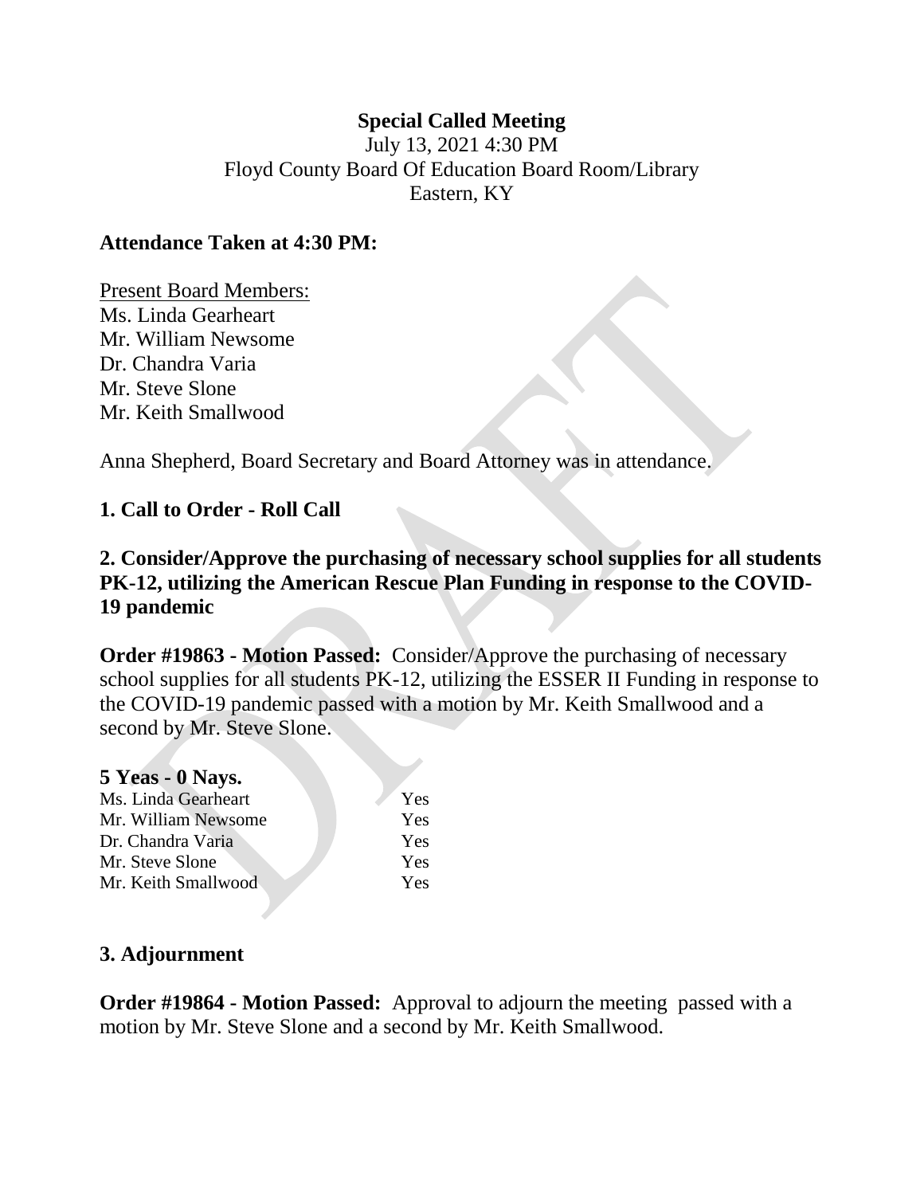**Special Called Meeting**

July 13, 2021 4:30 PM
Floyd County Board Of Education Board Room/Library
Eastern, KY

**Attendance Taken at 4:30 PM:**

Present Board Members:
Ms. Linda Gearheart
Mr. William Newsome
Dr. Chandra Varia
Mr. Steve Slone
Mr. Keith Smallwood

Anna Shepherd, Board Secretary and Board Attorney was in attendance.

**1. Call to Order - Roll Call**

**2. Consider/Approve the purchasing of necessary school supplies for all students PK-12, utilizing the American Rescue Plan Funding in response to the COVID-19 pandemic**

**Order #19863 - Motion Passed:** Consider/Approve the purchasing of necessary school supplies for all students PK-12, utilizing the ESSER II Funding in response to the COVID-19 pandemic passed with a motion by Mr. Keith Smallwood and a second by Mr. Steve Slone.

**5 Yeas - 0 Nays.**

| | |
|---|---|
| Ms. Linda Gearheart | Yes |
| Mr. William Newsome | Yes |
| Dr. Chandra Varia | Yes |
| Mr. Steve Slone | Yes |
| Mr. Keith Smallwood | Yes |

**3. Adjournment**

**Order #19864 - Motion Passed:** Approval to adjourn the meeting passed with a motion by Mr. Steve Slone and a second by Mr. Keith Smallwood.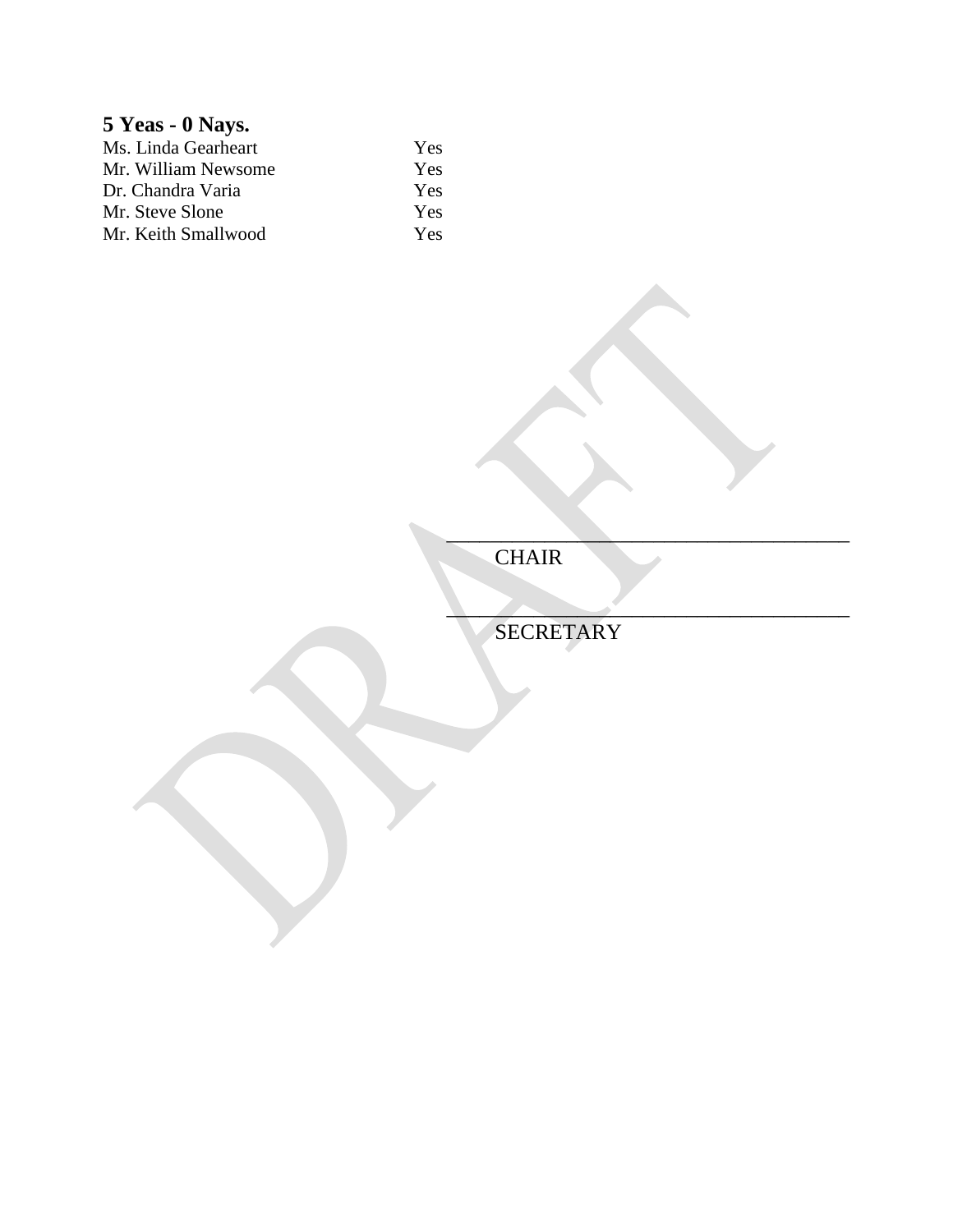**5 Yeas - 0 Nays.**

| | |
|---|---|
| Ms. Linda Gearheart | Yes |
| Mr. William Newsome | Yes |
| Dr. Chandra Varia | Yes |
| Mr. Steve Slone | Yes |
| Mr. Keith Smallwood | Yes |

DRAFT

\_\_\_\_\_\_\_\_\_\_\_\_\_\_\_\_\_\_\_\_\_\_\_\_\_\_\_\_\_\_\_\_\_\_\_\_\_\_\_\_

CHAIR

\_\_\_\_\_\_\_\_\_\_\_\_\_\_\_\_\_\_\_\_\_\_\_\_\_\_\_\_\_\_\_\_\_\_\_\_\_\_\_\_

SECRETARY